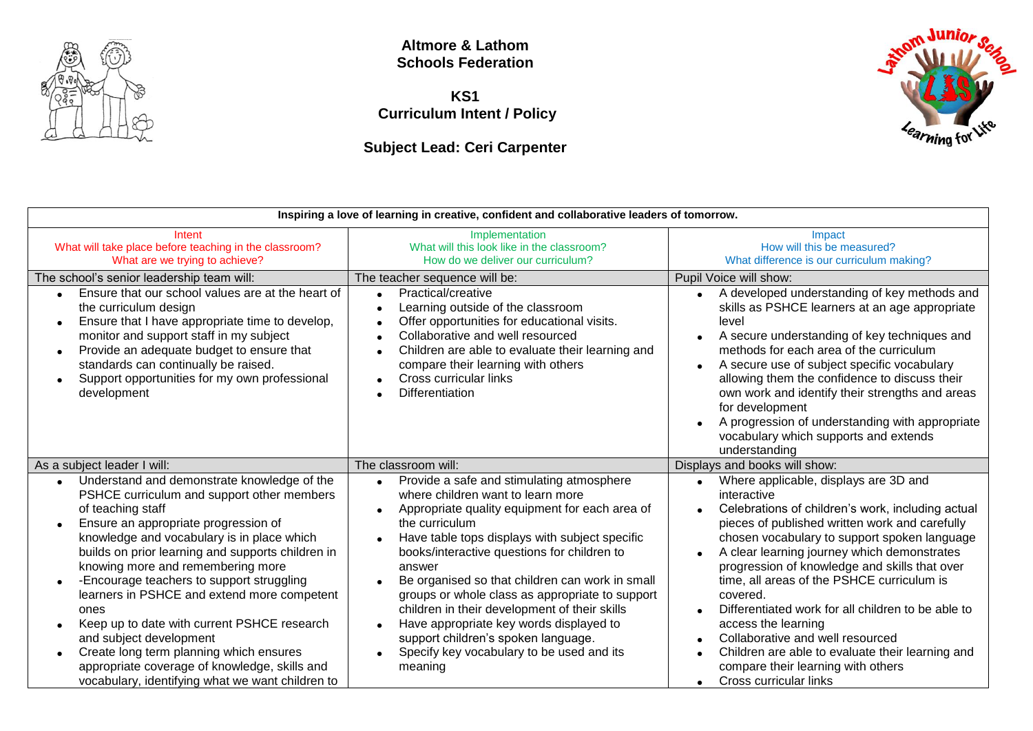**Altmore & Lathom**
**Schools Federation**

**KS1**
**Curriculum Intent / Policy**

**Subject Lead: Ceri Carpenter**

| Inspiring a love of learning in creative, confident and collaborative leaders of tomorrow. | | |
|---|---|---|
| Intent<br>What will take place before teaching in the classroom?<br>What are we trying to achieve? | Implementation<br>What will this look like in the classroom?<br>How do we deliver our curriculum? | Impact<br>How will this be measured?<br>What difference is our curriculum making? |
| The school's senior leadership team will: | The teacher sequence will be: | Pupil Voice will show: |
| • Ensure that our school values are at the heart of the curriculum design<br>• Ensure that I have appropriate time to develop, monitor and support staff in my subject<br>• Provide an adequate budget to ensure that standards can continually be raised.<br>• Support opportunities for my own professional development | • Practical/creative<br>• Learning outside of the classroom<br>• Offer opportunities for educational visits.<br>• Collaborative and well resourced<br>• Children are able to evaluate their learning and compare their learning with others<br>• Cross curricular links<br>• Differentiation | • A developed understanding of key methods and skills as PSHCE learners at an age appropriate level<br>• A secure understanding of key techniques and methods for each area of the curriculum<br>• A secure use of subject specific vocabulary allowing them the confidence to discuss their own work and identify their strengths and areas for development<br>• A progression of understanding with appropriate vocabulary which supports and extends understanding |
| As a subject leader I will: | The classroom will: | Displays and books will show: |
| • Understand and demonstrate knowledge of the PSHCE curriculum and support other members of teaching staff<br>• Ensure an appropriate progression of knowledge and vocabulary is in place which builds on prior learning and supports children in knowing more and remembering more<br>• -Encourage teachers to support struggling learners in PSHCE and extend more competent ones<br>• Keep up to date with current PSHCE research and subject development<br>• Create long term planning which ensures appropriate coverage of knowledge, skills and vocabulary, identifying what we want children to | • Provide a safe and stimulating atmosphere where children want to learn more<br>• Appropriate quality equipment for each area of the curriculum<br>• Have table tops displays with subject specific books/interactive questions for children to answer<br>• Be organised so that children can work in small groups or whole class as appropriate to support children in their development of their skills<br>• Have appropriate key words displayed to support children's spoken language.<br>• Specify key vocabulary to be used and its meaning | • Where applicable, displays are 3D and interactive<br>• Celebrations of children's work, including actual pieces of published written work and carefully chosen vocabulary to support spoken language<br>• A clear learning journey which demonstrates progression of knowledge and skills that over time, all areas of the PSHCE curriculum is covered.<br>• Differentiated work for all children to be able to access the learning<br>• Collaborative and well resourced<br>• Children are able to evaluate their learning and compare their learning with others<br>• Cross curricular links |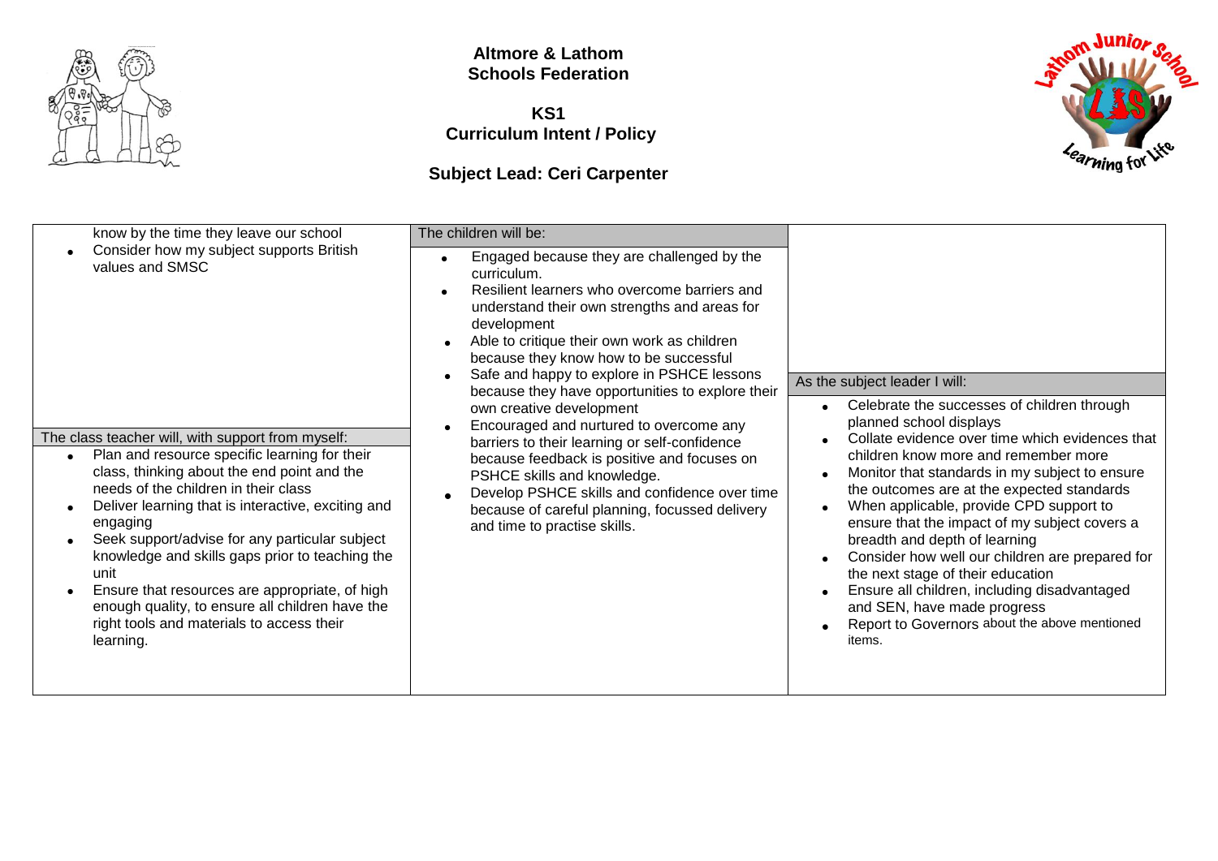**Altmore & Lathom Schools Federation**

**KS1 Curriculum Intent / Policy**

**Subject Lead: Ceri Carpenter**

| | | |
|---|---|---|
| know by the time they leave our school<br>• Consider how my subject supports British values and SMSC<br><br>The class teacher will, with support from myself:<br>• Plan and resource specific learning for their class, thinking about the end point and the needs of the children in their class<br>• Deliver learning that is interactive, exciting and engaging<br>• Seek support/advise for any particular subject knowledge and skills gaps prior to teaching the unit<br>• Ensure that resources are appropriate, of high enough quality, to ensure all children have the right tools and materials to access their learning. | The children will be:<br>• Engaged because they are challenged by the curriculum.<br>• Resilient learners who overcome barriers and understand their own strengths and areas for development<br>• Able to critique their own work as children because they know how to be successful<br>• Safe and happy to explore in PSHCE lessons because they have opportunities to explore their own creative development<br>• Encouraged and nurtured to overcome any barriers to their learning or self-confidence because feedback is positive and focuses on PSHCE skills and knowledge.<br>• Develop PSHCE skills and confidence over time because of careful planning, focussed delivery and time to practise skills. | As the subject leader I will:<br>• Celebrate the successes of children through planned school displays<br>• Collate evidence over time which evidences that children know more and remember more<br>• Monitor that standards in my subject to ensure the outcomes are at the expected standards<br>• When applicable, provide CPD support to ensure that the impact of my subject covers a breadth and depth of learning<br>• Consider how well our children are prepared for the next stage of their education<br>• Ensure all children, including disadvantaged and SEN, have made progress<br>• Report to Governors about the above mentioned items. |